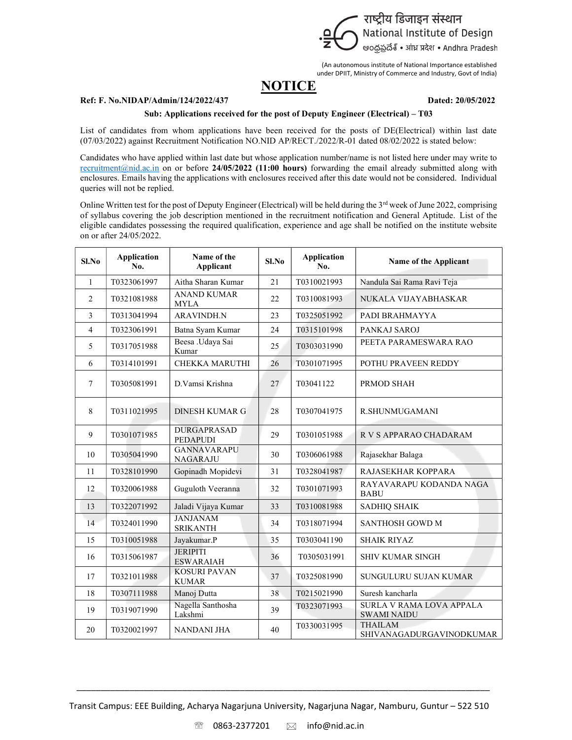राष्ट्रीय डिजाइन संस्थान
National Institute of Design
ఆంధ్రప్రదేశ్ • आंध्र प्रदेश • Andhra Pradesh

(An autonomous institute of National Importance established under DPIIT, Ministry of Commerce and Industry, Govt of India)

# NOTICE

**Ref: F. No.NIDAP/Admin/124/2022/437** **Dated: 20/05/2022**

**Sub: Applications received for the post of Deputy Engineer (Electrical) – T03**

List of candidates from whom applications have been received for the posts of DE(Electrical) within last date (07/03/2022) against Recruitment Notification NO.NID AP/RECT./2022/R-01 dated 08/02/2022 is stated below:

Candidates who have applied within last date but whose application number/name is not listed here under may write to recruitment@nid.ac.in on or before **24/05/2022 (11:00 hours)** forwarding the email already submitted along with enclosures. Emails having the applications with enclosures received after this date would not be considered. Individual queries will not be replied.

Online Written test for the post of Deputy Engineer (Electrical) will be held during the 3rd week of June 2022, comprising of syllabus covering the job description mentioned in the recruitment notification and General Aptitude. List of the eligible candidates possessing the required qualification, experience and age shall be notified on the institute website on or after 24/05/2022.

| Sl.No | Application No. | Name of the Applicant | Sl.No | Application No. | Name of the Applicant |
|---|---|---|---|---|---|
| 1 | T0323061997 | Aitha Sharan Kumar | 21 | T0310021993 | Nandula Sai Rama Ravi Teja |
| 2 | T0321081988 | ANAND KUMAR MYLA | 22 | T0310081993 | NUKALA VIJAYABHASKAR |
| 3 | T0313041994 | ARAVINDH.N | 23 | T0325051992 | PADI BRAHMAYYA |
| 4 | T0323061991 | Batna Syam Kumar | 24 | T0315101998 | PANKAJ SAROJ |
| 5 | T0317051988 | Beesa .Udaya Sai Kumar | 25 | T0303031990 | PEETA PARAMESWARA RAO |
| 6 | T0314101991 | CHEKKA MARUTHI | 26 | T0301071995 | POTHU PRAVEEN REDDY |
| 7 | T0305081991 | D.Vamsi Krishna | 27 | T03041122 | PRMOD SHAH |
| 8 | T0311021995 | DINESH KUMAR G | 28 | T0307041975 | R.SHUNMUGAMANI |
| 9 | T0301071985 | DURGAPRASAD PEDAPUDI | 29 | T0301051988 | R V S APPARAO CHADARAM |
| 10 | T0305041990 | GANNAVARAPU NAGARAJU | 30 | T0306061988 | Rajasekhar Balaga |
| 11 | T0328101990 | Gopinadh Mopidevi | 31 | T0328041987 | RAJASEKHAR KOPPARA |
| 12 | T0320061988 | Guguloth Veeranna | 32 | T0301071993 | RAYAVARAPU KODANDA NAGA BABU |
| 13 | T0322071992 | Jaladi Vijaya Kumar | 33 | T0310081988 | SADHIQ SHAIK |
| 14 | T0324011990 | JANJANAM SRIKANTH | 34 | T0318071994 | SANTHOSH GOWD M |
| 15 | T0310051988 | Jayakumar.P | 35 | T0303041190 | SHAIK RIYAZ |
| 16 | T0315061987 | JERIPITI ESWARAIAH | 36 | T0305031991 | SHIV KUMAR SINGH |
| 17 | T0321011988 | KOSURI PAVAN KUMAR | 37 | T0325081990 | SUNGULURU SUJAN KUMAR |
| 18 | T0307111988 | Manoj Dutta | 38 | T0215021990 | Suresh kancharla |
| 19 | T0319071990 | Nagella Santhosha Lakshmi | 39 | T0323071993 | SURLA V RAMA LOVA APPALA SWAMI NAIDU |
| 20 | T0320021997 | NANDANI JHA | 40 | T0330031995 | THAILAM SHIVANAGADURGAVINODKUMAR |

Transit Campus: EEE Building, Acharya Nagarjuna University, Nagarjuna Nagar, Namburu, Guntur – 522 510

0863-2377201 info@nid.ac.in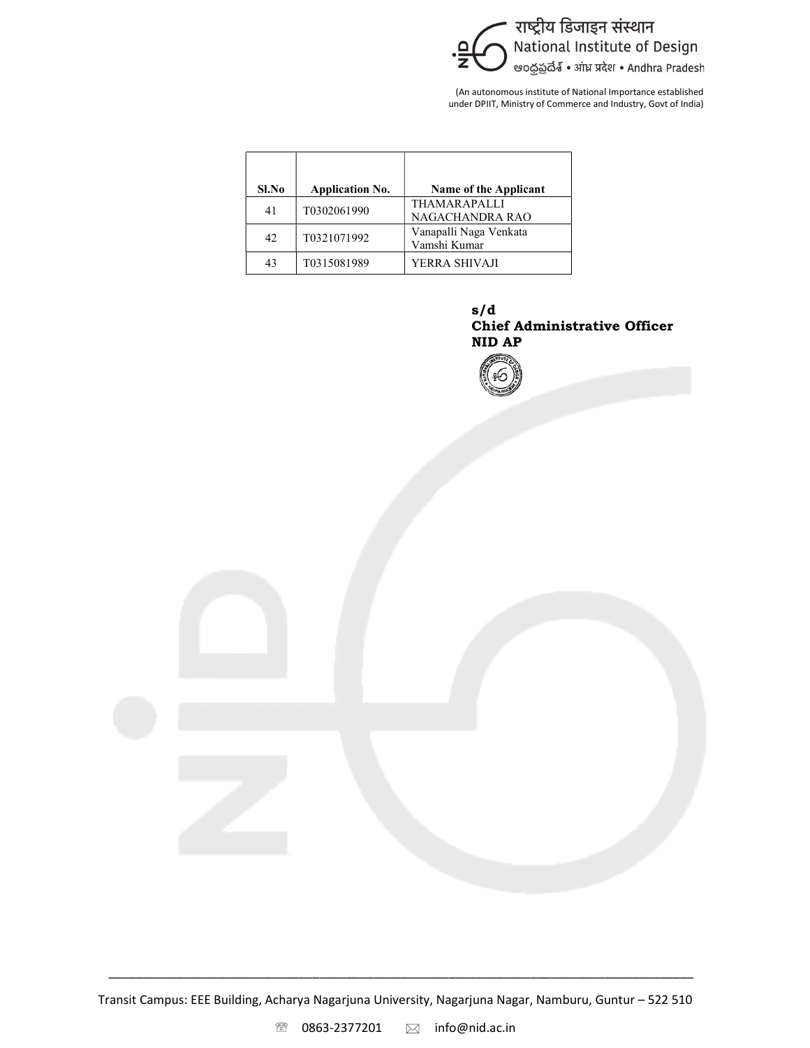| Sl.No | Application No. | Name of the Applicant |
|---|---|---|
| 41 | T0302061990 | THAMARAPALLI NAGACHANDRA RAO |
| 42 | T0321071992 | Vanapalli Naga Venkata Vamshi Kumar |
| 43 | T0315081989 | YERRA SHIVAJI |

**s/d**
**Chief Administrative Officer**
**NID AP**